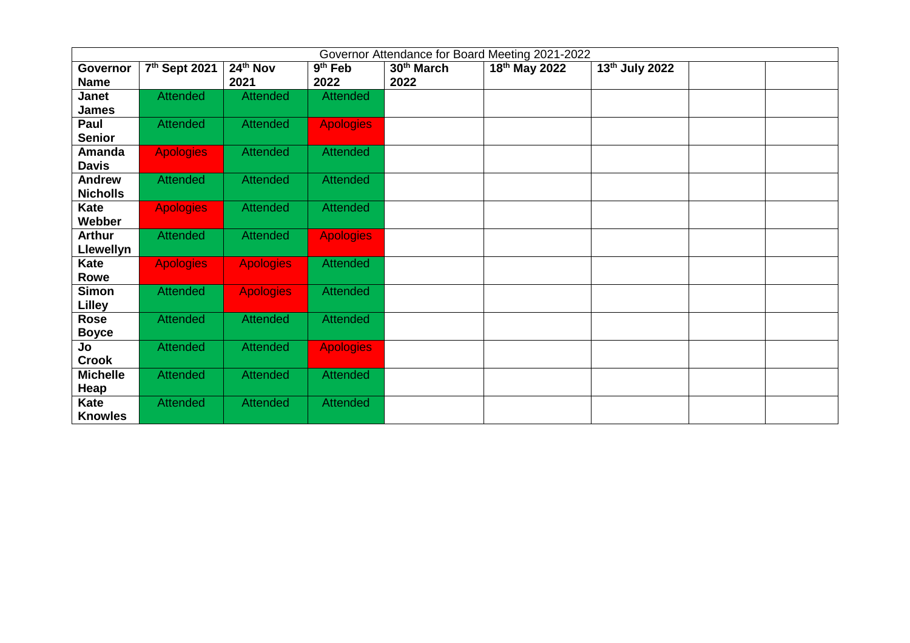| Governor Attendance for Board Meeting 2021-2022 | | | | | | | | |
|---|---|---|---|---|---|---|---|---|
| **Governor Name** | **7th Sept 2021** | **24th Nov 2021** | **9th Feb 2022** | **30th March 2022** | **18th May 2022** | **13th July 2022** | | |
| **Janet James** | Attended | Attended | Attended | | | | | |
| **Paul Senior** | Attended | Attended | Apologies | | | | | |
| **Amanda Davis** | Apologies | Attended | Attended | | | | | |
| **Andrew Nicholls** | Attended | Attended | Attended | | | | | |
| **Kate Webber** | Apologies | Attended | Attended | | | | | |
| **Arthur Llewellyn** | Attended | Attended | Apologies | | | | | |
| **Kate Rowe** | Apologies | Apologies | Attended | | | | | |
| **Simon Lilley** | Attended | Apologies | Attended | | | | | |
| **Rose Boyce** | Attended | Attended | Attended | | | | | |
| **Jo Crook** | Attended | Attended | Apologies | | | | | |
| **Michelle Heap** | Attended | Attended | Attended | | | | | |
| **Kate Knowles** | Attended | Attended | Attended | | | | | |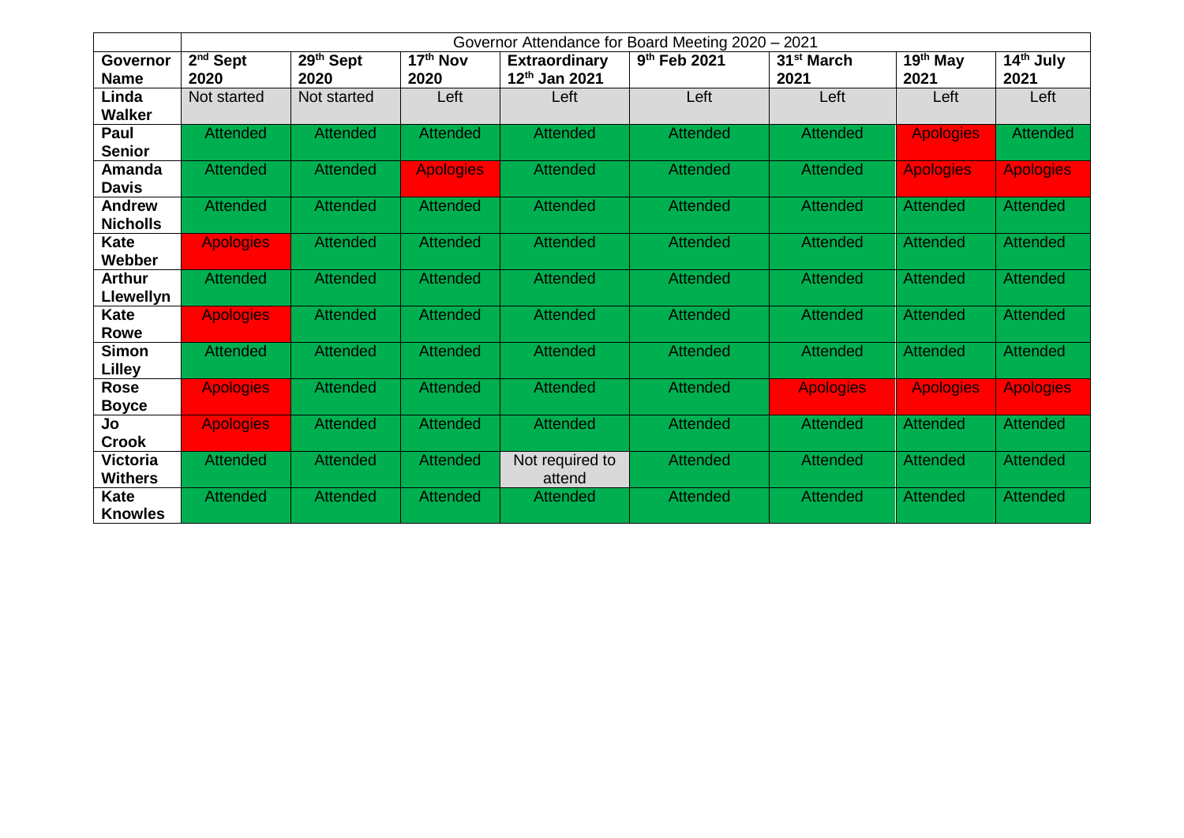| | Governor Attendance for Board Meeting 2020 – 2021 | | | | | | | |
|---|---|---|---|---|---|---|---|---|
| **Governor Name** | **2nd Sept 2020** | **29th Sept 2020** | **17th Nov 2020** | **Extraordinary 12th Jan 2021** | **9th Feb 2021** | **31st March 2021** | **19th May 2021** | **14th July 2021** |
| **Linda Walker** | Not started | Not started | Left | Left | Left | Left | Left | Left |
| **Paul Senior** | Attended | Attended | Attended | Attended | Attended | Attended | Apologies | Attended |
| **Amanda Davis** | Attended | Attended | Apologies | Attended | Attended | Attended | Apologies | Apologies |
| **Andrew Nicholls** | Attended | Attended | Attended | Attended | Attended | Attended | Attended | Attended |
| **Kate Webber** | Apologies | Attended | Attended | Attended | Attended | Attended | Attended | Attended |
| **Arthur Llewellyn** | Attended | Attended | Attended | Attended | Attended | Attended | Attended | Attended |
| **Kate Rowe** | Apologies | Attended | Attended | Attended | Attended | Attended | Attended | Attended |
| **Simon Lilley** | Attended | Attended | Attended | Attended | Attended | Attended | Attended | Attended |
| **Rose Boyce** | Apologies | Attended | Attended | Attended | Attended | Apologies | Apologies | Apologies |
| **Jo Crook** | Apologies | Attended | Attended | Attended | Attended | Attended | Attended | Attended |
| **Victoria Withers** | Attended | Attended | Attended | Not required to attend | Attended | Attended | Attended | Attended |
| **Kate Knowles** | Attended | Attended | Attended | Attended | Attended | Attended | Attended | Attended |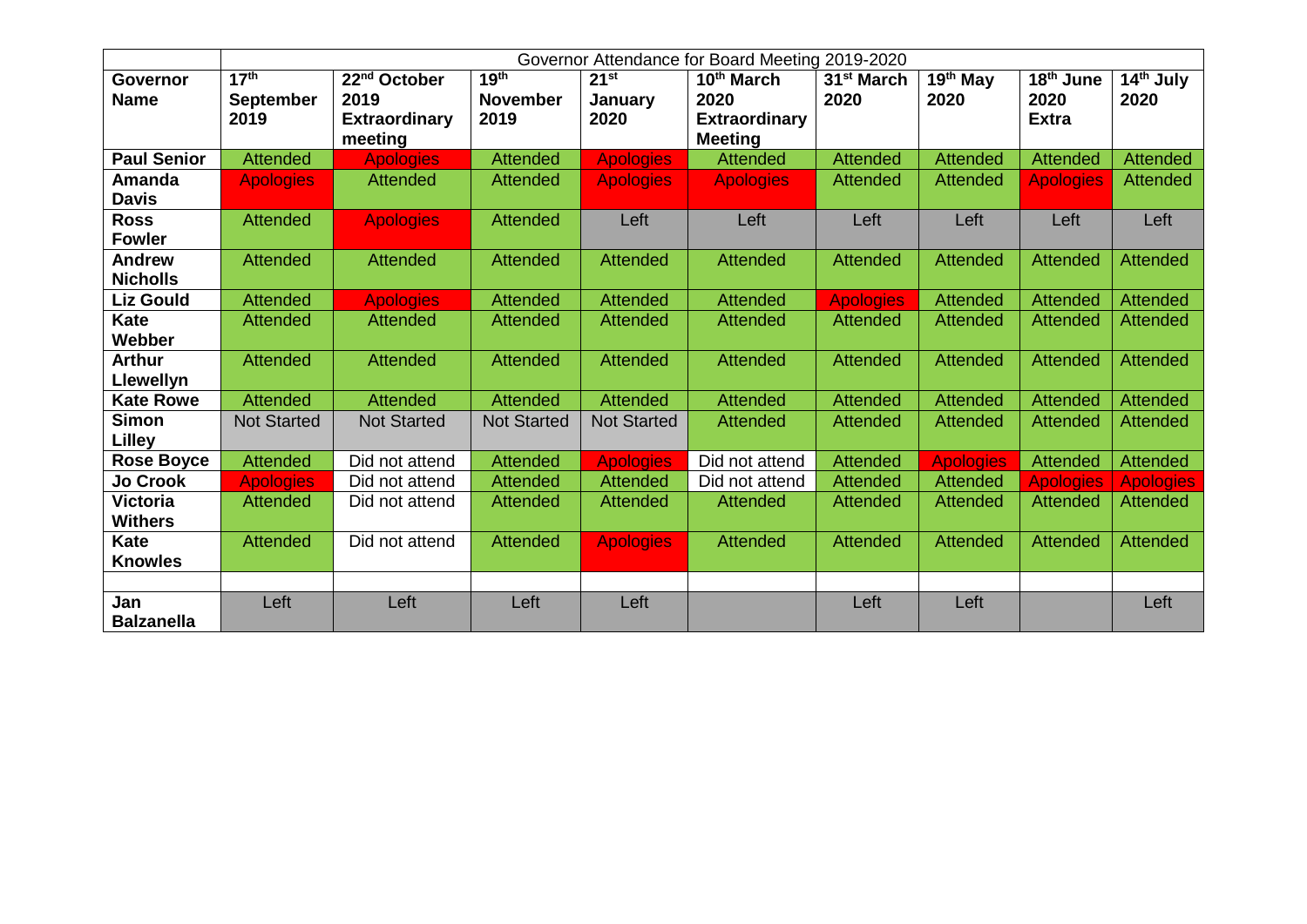| | Governor Attendance for Board Meeting 2019-2020 | | | | | | | | |
|---|---|---|---|---|---|---|---|---|---|
| **Governor Name** | **17th September 2019** | **22nd October 2019 Extraordinary meeting** | **19th November 2019** | **21st January 2020** | **10th March 2020 Extraordinary Meeting** | **31st March 2020** | **19th May 2020** | **18th June 2020 Extra** | **14th July 2020** |
| **Paul Senior** | Attended | Apologies | Attended | Apologies | Attended | Attended | Attended | Attended | Attended |
| **Amanda Davis** | Apologies | Attended | Attended | Apologies | Apologies | Attended | Attended | Apologies | Attended |
| **Ross Fowler** | Attended | Apologies | Attended | Left | Left | Left | Left | Left | Left |
| **Andrew Nicholls** | Attended | Attended | Attended | Attended | Attended | Attended | Attended | Attended | Attended |
| **Liz Gould** | Attended | Apologies | Attended | Attended | Attended | Apologies | Attended | Attended | Attended |
| **Kate Webber** | Attended | Attended | Attended | Attended | Attended | Attended | Attended | Attended | Attended |
| **Arthur Llewellyn** | Attended | Attended | Attended | Attended | Attended | Attended | Attended | Attended | Attended |
| **Kate Rowe** | Attended | Attended | Attended | Attended | Attended | Attended | Attended | Attended | Attended |
| **Simon Lilley** | Not Started | Not Started | Not Started | Not Started | Attended | Attended | Attended | Attended | Attended |
| **Rose Boyce** | Attended | Did not attend | Attended | Apologies | Did not attend | Attended | Apologies | Attended | Attended |
| **Jo Crook** | Apologies | Did not attend | Attended | Attended | Did not attend | Attended | Attended | Apologies | Apologies |
| **Victoria Withers** | Attended | Did not attend | Attended | Attended | Attended | Attended | Attended | Attended | Attended |
| **Kate Knowles** | Attended | Did not attend | Attended | Apologies | Attended | Attended | Attended | Attended | Attended |
| | | | | | | | | | |
| **Jan Balzanella** | Left | Left | Left | Left | | Left | Left | | Left |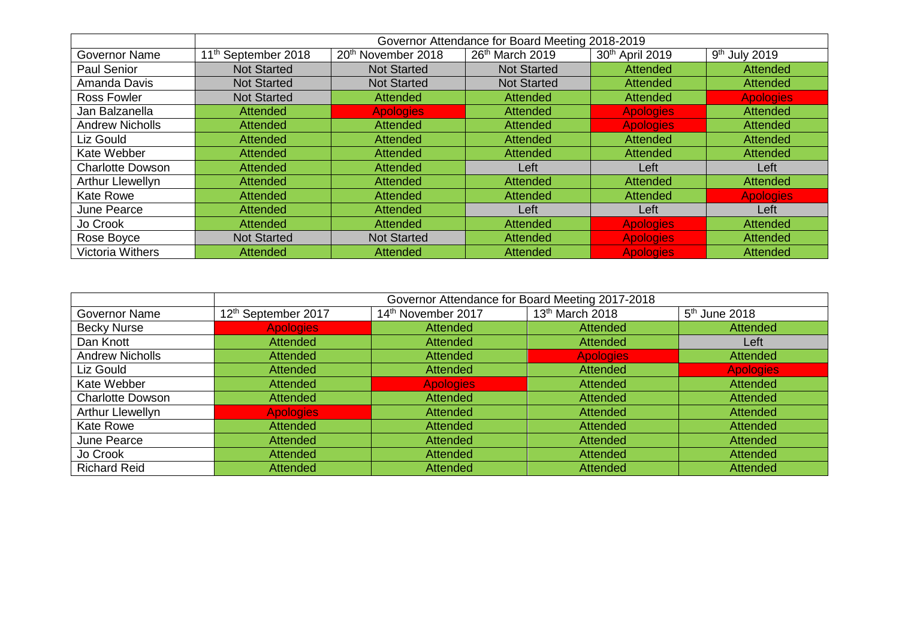| | Governor Attendance for Board Meeting 2018-2019 | | | | |
|---|---|---|---|---|---|
| Governor Name | 11th September 2018 | 20th November 2018 | 26th March 2019 | 30th April 2019 | 9th July 2019 |
| Paul Senior | Not Started | Not Started | Not Started | Attended | Attended |
| Amanda Davis | Not Started | Not Started | Not Started | Attended | Attended |
| Ross Fowler | Not Started | Attended | Attended | Attended | Apologies |
| Jan Balzanella | Attended | Apologies | Attended | Apologies | Attended |
| Andrew Nicholls | Attended | Attended | Attended | Apologies | Attended |
| Liz Gould | Attended | Attended | Attended | Attended | Attended |
| Kate Webber | Attended | Attended | Attended | Attended | Attended |
| Charlotte Dowson | Attended | Attended | Left | Left | Left |
| Arthur Llewellyn | Attended | Attended | Attended | Attended | Attended |
| Kate Rowe | Attended | Attended | Attended | Attended | Apologies |
| June Pearce | Attended | Attended | Left | Left | Left |
| Jo Crook | Attended | Attended | Attended | Apologies | Attended |
| Rose Boyce | Not Started | Not Started | Attended | Apologies | Attended |
| Victoria Withers | Attended | Attended | Attended | Apologies | Attended |

| | Governor Attendance for Board Meeting 2017-2018 | | | |
|---|---|---|---|---|
| Governor Name | 12th September 2017 | 14th November 2017 | 13th March 2018 | 5th June 2018 |
| Becky Nurse | Apologies | Attended | Attended | Attended |
| Dan Knott | Attended | Attended | Attended | Left |
| Andrew Nicholls | Attended | Attended | Apologies | Attended |
| Liz Gould | Attended | Attended | Attended | Apologies |
| Kate Webber | Attended | Apologies | Attended | Attended |
| Charlotte Dowson | Attended | Attended | Attended | Attended |
| Arthur Llewellyn | Apologies | Attended | Attended | Attended |
| Kate Rowe | Attended | Attended | Attended | Attended |
| June Pearce | Attended | Attended | Attended | Attended |
| Jo Crook | Attended | Attended | Attended | Attended |
| Richard Reid | Attended | Attended | Attended | Attended |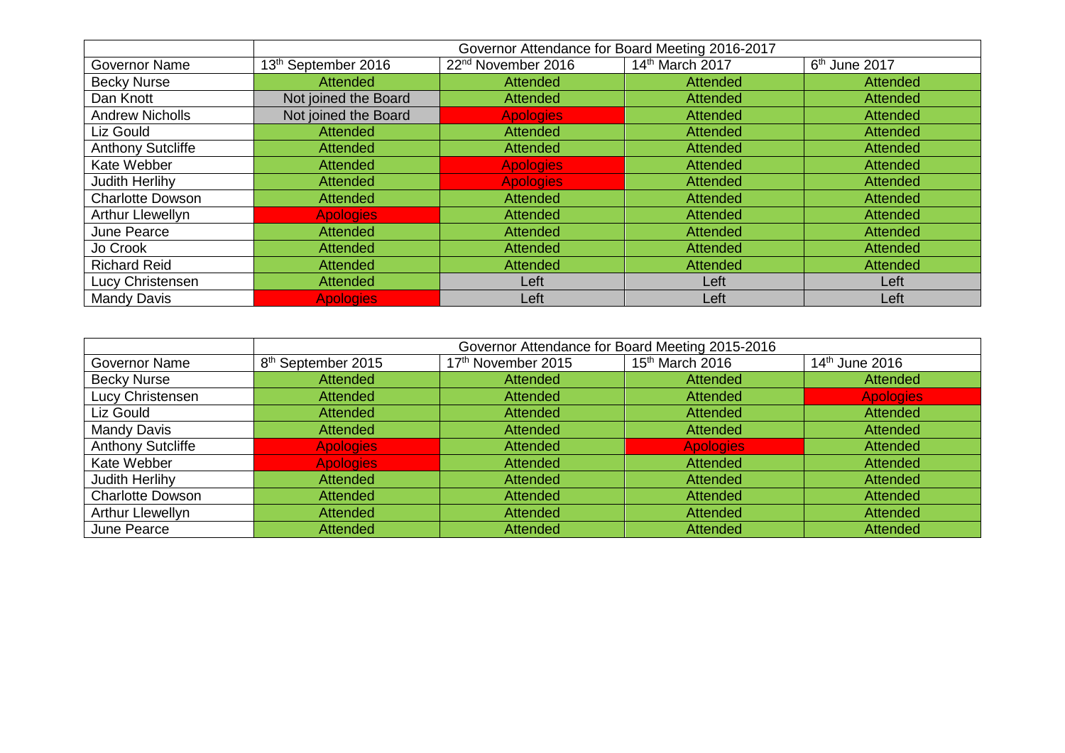| | Governor Attendance for Board Meeting 2016-2017 | | | |
|---|---|---|---|---|
| Governor Name | 13th September 2016 | 22nd November 2016 | 14th March 2017 | 6th June 2017 |
| Becky Nurse | Attended | Attended | Attended | Attended |
| Dan Knott | Not joined the Board | Attended | Attended | Attended |
| Andrew Nicholls | Not joined the Board | Apologies | Attended | Attended |
| Liz Gould | Attended | Attended | Attended | Attended |
| Anthony Sutcliffe | Attended | Attended | Attended | Attended |
| Kate Webber | Attended | Apologies | Attended | Attended |
| Judith Herlihy | Attended | Apologies | Attended | Attended |
| Charlotte Dowson | Attended | Attended | Attended | Attended |
| Arthur Llewellyn | Apologies | Attended | Attended | Attended |
| June Pearce | Attended | Attended | Attended | Attended |
| Jo Crook | Attended | Attended | Attended | Attended |
| Richard Reid | Attended | Attended | Attended | Attended |
| Lucy Christensen | Attended | Left | Left | Left |
| Mandy Davis | Apologies | Left | Left | Left |

| | Governor Attendance for Board Meeting 2015-2016 | | | |
|---|---|---|---|---|
| Governor Name | 8th September 2015 | 17th November 2015 | 15th March 2016 | 14th June 2016 |
| Becky Nurse | Attended | Attended | Attended | Attended |
| Lucy Christensen | Attended | Attended | Attended | Apologies |
| Liz Gould | Attended | Attended | Attended | Attended |
| Mandy Davis | Attended | Attended | Attended | Attended |
| Anthony Sutcliffe | Apologies | Attended | Apologies | Attended |
| Kate Webber | Apologies | Attended | Attended | Attended |
| Judith Herlihy | Attended | Attended | Attended | Attended |
| Charlotte Dowson | Attended | Attended | Attended | Attended |
| Arthur Llewellyn | Attended | Attended | Attended | Attended |
| June Pearce | Attended | Attended | Attended | Attended |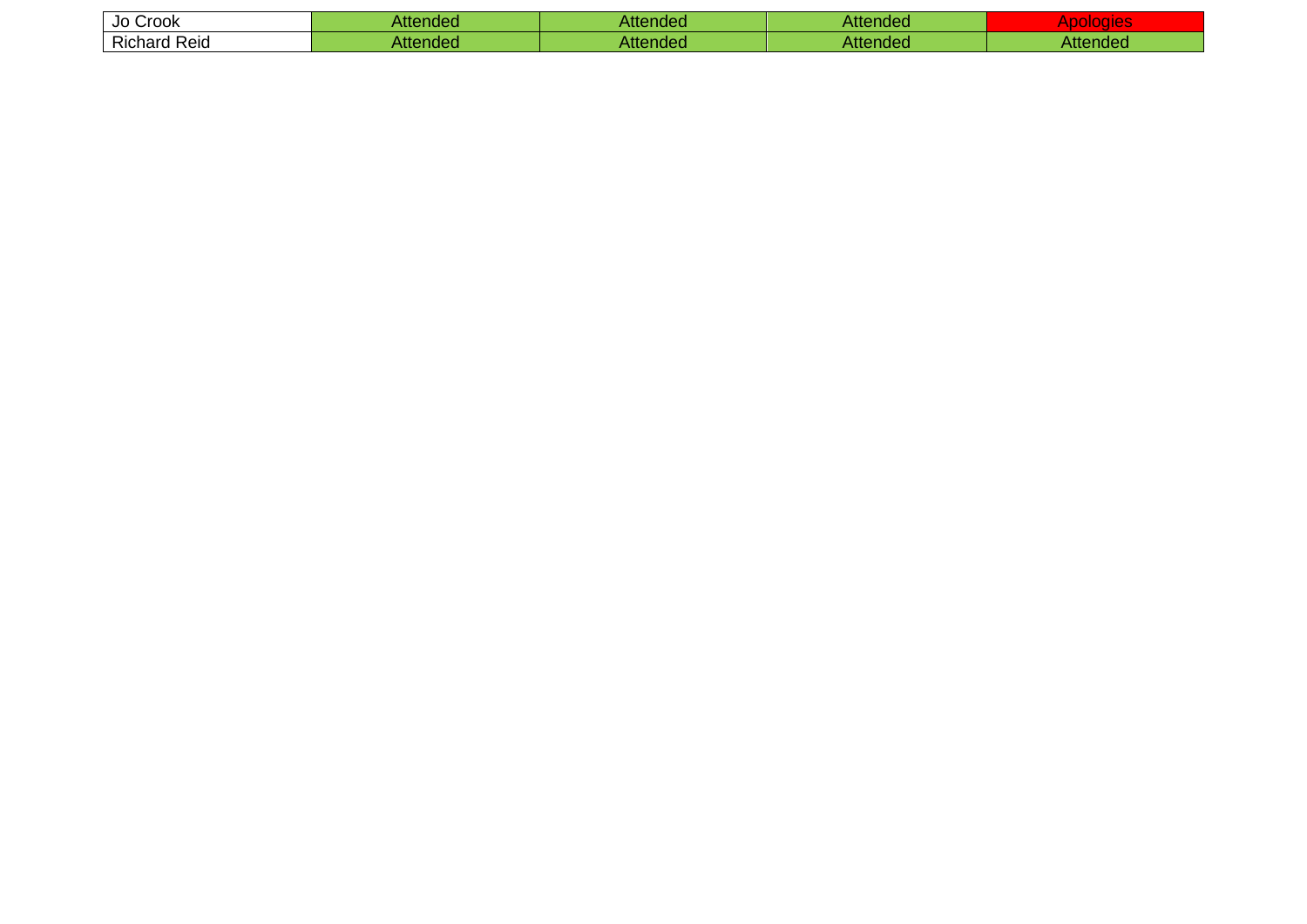| | | | | |
|---|---|---|---|---|
| Jo Crook | Attended | Attended | Attended | Apologies |
| Richard Reid | Attended | Attended | Attended | Attended |